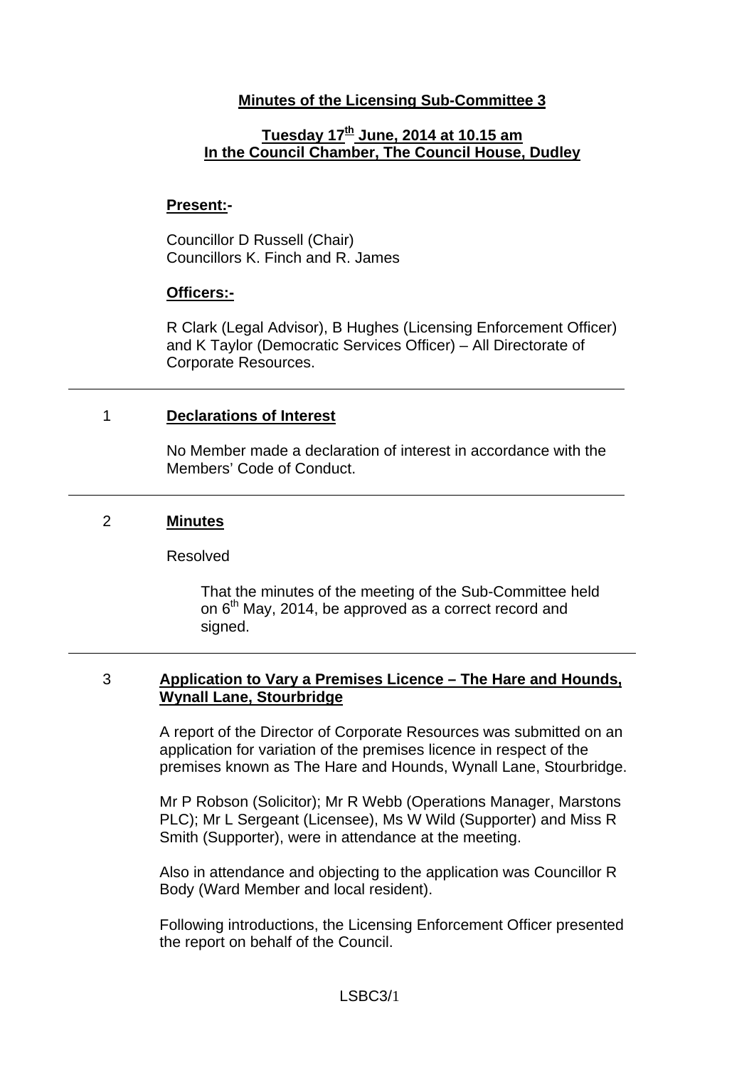# Minutes of the Licensing Sub-Committee 3

## Tuesday 17th June, 2014 at 10.15 am
## In the Council Chamber, The Council House, Dudley

**Present:-**

Councillor D Russell (Chair)
Councillors K. Finch and R. James

**Officers:-**

R Clark (Legal Advisor), B Hughes (Licensing Enforcement Officer) and K Taylor (Democratic Services Officer) – All Directorate of Corporate Resources.

---

### 1 Declarations of Interest

No Member made a declaration of interest in accordance with the Members' Code of Conduct.

---

### 2 Minutes

Resolved

> That the minutes of the meeting of the Sub-Committee held on 6th May, 2014, be approved as a correct record and signed.

---

### 3 Application to Vary a Premises Licence – The Hare and Hounds, Wynall Lane, Stourbridge

A report of the Director of Corporate Resources was submitted on an application for variation of the premises licence in respect of the premises known as The Hare and Hounds, Wynall Lane, Stourbridge.

Mr P Robson (Solicitor); Mr R Webb (Operations Manager, Marstons PLC); Mr L Sergeant (Licensee), Ms W Wild (Supporter) and Miss R Smith (Supporter), were in attendance at the meeting.

Also in attendance and objecting to the application was Councillor R Body (Ward Member and local resident).

Following introductions, the Licensing Enforcement Officer presented the report on behalf of the Council.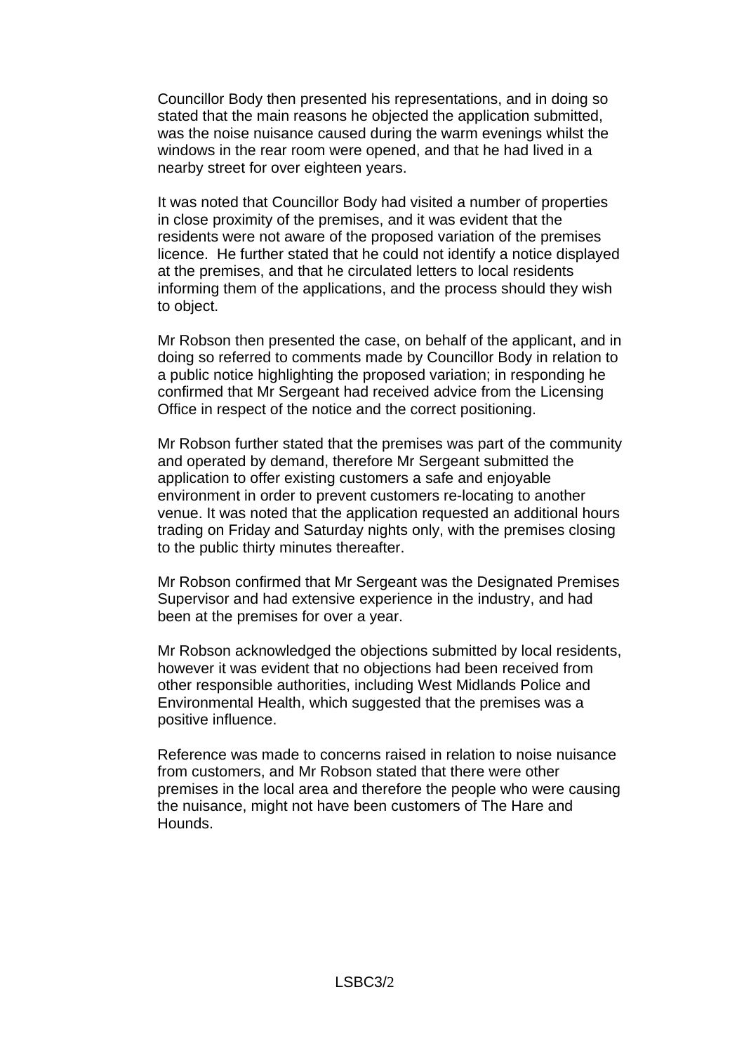Councillor Body then presented his representations, and in doing so stated that the main reasons he objected the application submitted, was the noise nuisance caused during the warm evenings whilst the windows in the rear room were opened, and that he had lived in a nearby street for over eighteen years.

It was noted that Councillor Body had visited a number of properties in close proximity of the premises, and it was evident that the residents were not aware of the proposed variation of the premises licence. He further stated that he could not identify a notice displayed at the premises, and that he circulated letters to local residents informing them of the applications, and the process should they wish to object.

Mr Robson then presented the case, on behalf of the applicant, and in doing so referred to comments made by Councillor Body in relation to a public notice highlighting the proposed variation; in responding he confirmed that Mr Sergeant had received advice from the Licensing Office in respect of the notice and the correct positioning.

Mr Robson further stated that the premises was part of the community and operated by demand, therefore Mr Sergeant submitted the application to offer existing customers a safe and enjoyable environment in order to prevent customers re-locating to another venue. It was noted that the application requested an additional hours trading on Friday and Saturday nights only, with the premises closing to the public thirty minutes thereafter.

Mr Robson confirmed that Mr Sergeant was the Designated Premises Supervisor and had extensive experience in the industry, and had been at the premises for over a year.

Mr Robson acknowledged the objections submitted by local residents, however it was evident that no objections had been received from other responsible authorities, including West Midlands Police and Environmental Health, which suggested that the premises was a positive influence.

Reference was made to concerns raised in relation to noise nuisance from customers, and Mr Robson stated that there were other premises in the local area and therefore the people who were causing the nuisance, might not have been customers of The Hare and Hounds.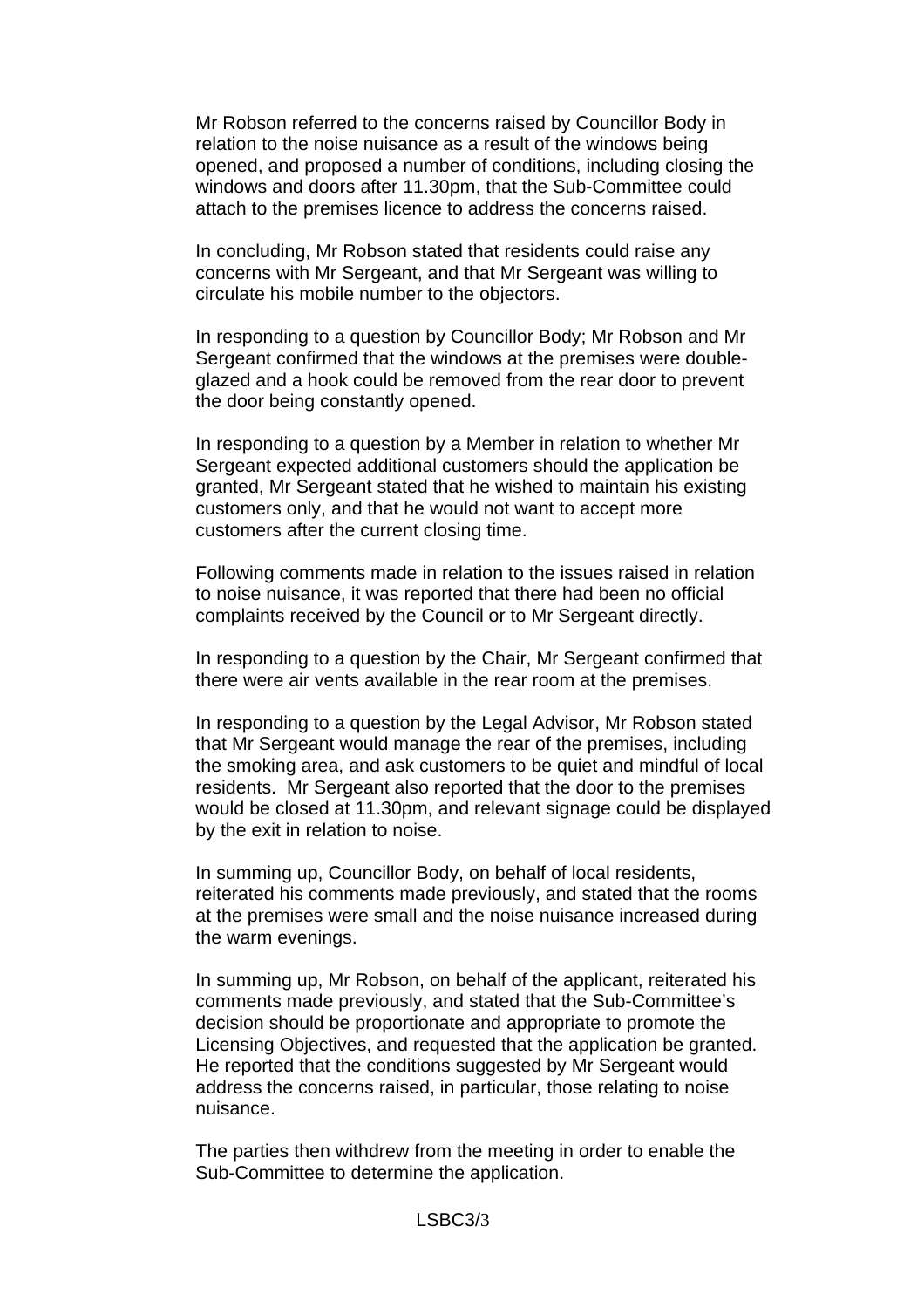Mr Robson referred to the concerns raised by Councillor Body in relation to the noise nuisance as a result of the windows being opened, and proposed a number of conditions, including closing the windows and doors after 11.30pm, that the Sub-Committee could attach to the premises licence to address the concerns raised.

In concluding, Mr Robson stated that residents could raise any concerns with Mr Sergeant, and that Mr Sergeant was willing to circulate his mobile number to the objectors.

In responding to a question by Councillor Body; Mr Robson and Mr Sergeant confirmed that the windows at the premises were double-glazed and a hook could be removed from the rear door to prevent the door being constantly opened.

In responding to a question by a Member in relation to whether Mr Sergeant expected additional customers should the application be granted, Mr Sergeant stated that he wished to maintain his existing customers only, and that he would not want to accept more customers after the current closing time.

Following comments made in relation to the issues raised in relation to noise nuisance, it was reported that there had been no official complaints received by the Council or to Mr Sergeant directly.

In responding to a question by the Chair, Mr Sergeant confirmed that there were air vents available in the rear room at the premises.

In responding to a question by the Legal Advisor, Mr Robson stated that Mr Sergeant would manage the rear of the premises, including the smoking area, and ask customers to be quiet and mindful of local residents. Mr Sergeant also reported that the door to the premises would be closed at 11.30pm, and relevant signage could be displayed by the exit in relation to noise.

In summing up, Councillor Body, on behalf of local residents, reiterated his comments made previously, and stated that the rooms at the premises were small and the noise nuisance increased during the warm evenings.

In summing up, Mr Robson, on behalf of the applicant, reiterated his comments made previously, and stated that the Sub-Committee's decision should be proportionate and appropriate to promote the Licensing Objectives, and requested that the application be granted. He reported that the conditions suggested by Mr Sergeant would address the concerns raised, in particular, those relating to noise nuisance.

The parties then withdrew from the meeting in order to enable the Sub-Committee to determine the application.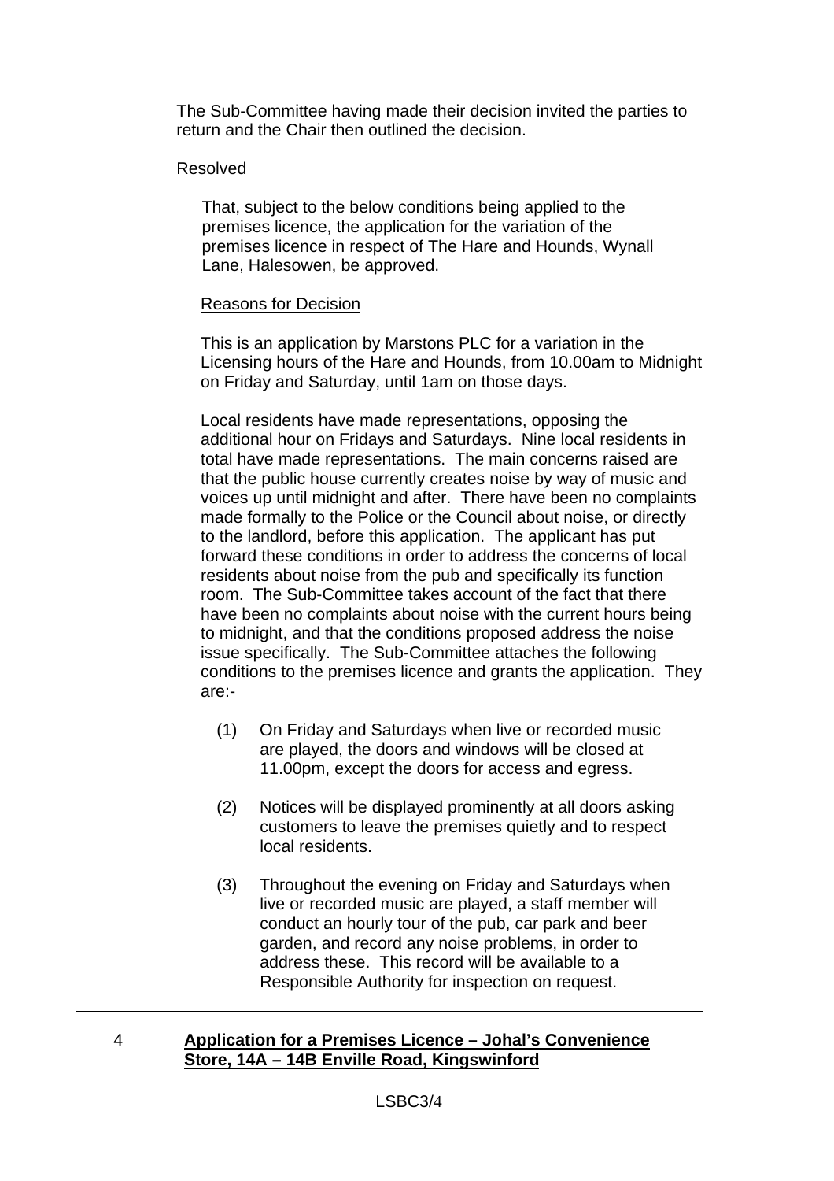The Sub-Committee having made their decision invited the parties to return and the Chair then outlined the decision.

Resolved

That, subject to the below conditions being applied to the premises licence, the application for the variation of the premises licence in respect of The Hare and Hounds, Wynall Lane, Halesowen, be approved.

Reasons for Decision

This is an application by Marstons PLC for a variation in the Licensing hours of the Hare and Hounds, from 10.00am to Midnight on Friday and Saturday, until 1am on those days.

Local residents have made representations, opposing the additional hour on Fridays and Saturdays. Nine local residents in total have made representations. The main concerns raised are that the public house currently creates noise by way of music and voices up until midnight and after. There have been no complaints made formally to the Police or the Council about noise, or directly to the landlord, before this application. The applicant has put forward these conditions in order to address the concerns of local residents about noise from the pub and specifically its function room. The Sub-Committee takes account of the fact that there have been no complaints about noise with the current hours being to midnight, and that the conditions proposed address the noise issue specifically. The Sub-Committee attaches the following conditions to the premises licence and grants the application. They are:-

(1) On Friday and Saturdays when live or recorded music are played, the doors and windows will be closed at 11.00pm, except the doors for access and egress.

(2) Notices will be displayed prominently at all doors asking customers to leave the premises quietly and to respect local residents.

(3) Throughout the evening on Friday and Saturdays when live or recorded music are played, a staff member will conduct an hourly tour of the pub, car park and beer garden, and record any noise problems, in order to address these. This record will be available to a Responsible Authority for inspection on request.

---

4 **Application for a Premises Licence – Johal's Convenience Store, 14A – 14B Enville Road, Kingswinford**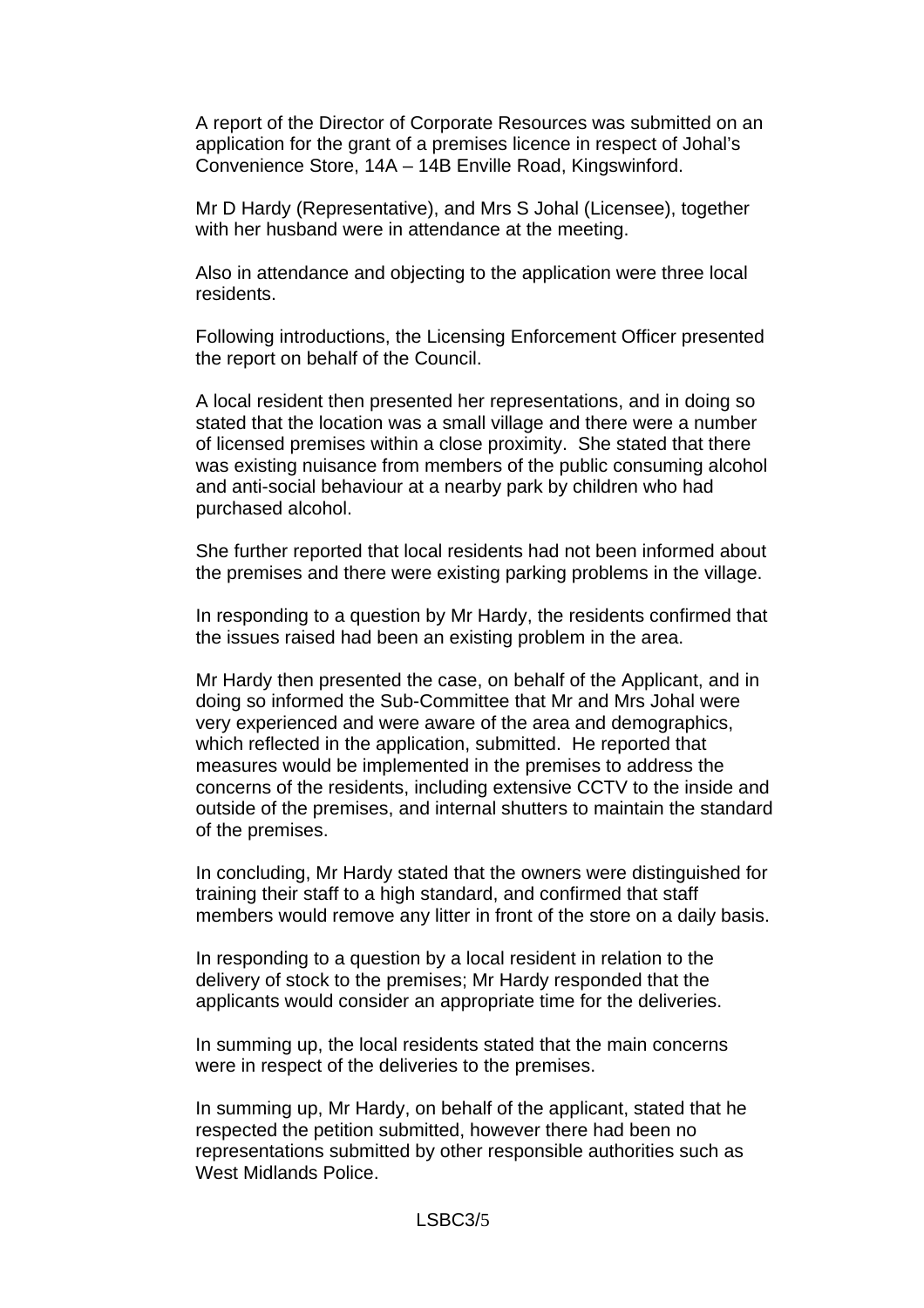A report of the Director of Corporate Resources was submitted on an application for the grant of a premises licence in respect of Johal's Convenience Store, 14A – 14B Enville Road, Kingswinford.

Mr D Hardy (Representative), and Mrs S Johal (Licensee), together with her husband were in attendance at the meeting.

Also in attendance and objecting to the application were three local residents.

Following introductions, the Licensing Enforcement Officer presented the report on behalf of the Council.

A local resident then presented her representations, and in doing so stated that the location was a small village and there were a number of licensed premises within a close proximity. She stated that there was existing nuisance from members of the public consuming alcohol and anti-social behaviour at a nearby park by children who had purchased alcohol.

She further reported that local residents had not been informed about the premises and there were existing parking problems in the village.

In responding to a question by Mr Hardy, the residents confirmed that the issues raised had been an existing problem in the area.

Mr Hardy then presented the case, on behalf of the Applicant, and in doing so informed the Sub-Committee that Mr and Mrs Johal were very experienced and were aware of the area and demographics, which reflected in the application, submitted. He reported that measures would be implemented in the premises to address the concerns of the residents, including extensive CCTV to the inside and outside of the premises, and internal shutters to maintain the standard of the premises.

In concluding, Mr Hardy stated that the owners were distinguished for training their staff to a high standard, and confirmed that staff members would remove any litter in front of the store on a daily basis.

In responding to a question by a local resident in relation to the delivery of stock to the premises; Mr Hardy responded that the applicants would consider an appropriate time for the deliveries.

In summing up, the local residents stated that the main concerns were in respect of the deliveries to the premises.

In summing up, Mr Hardy, on behalf of the applicant, stated that he respected the petition submitted, however there had been no representations submitted by other responsible authorities such as West Midlands Police.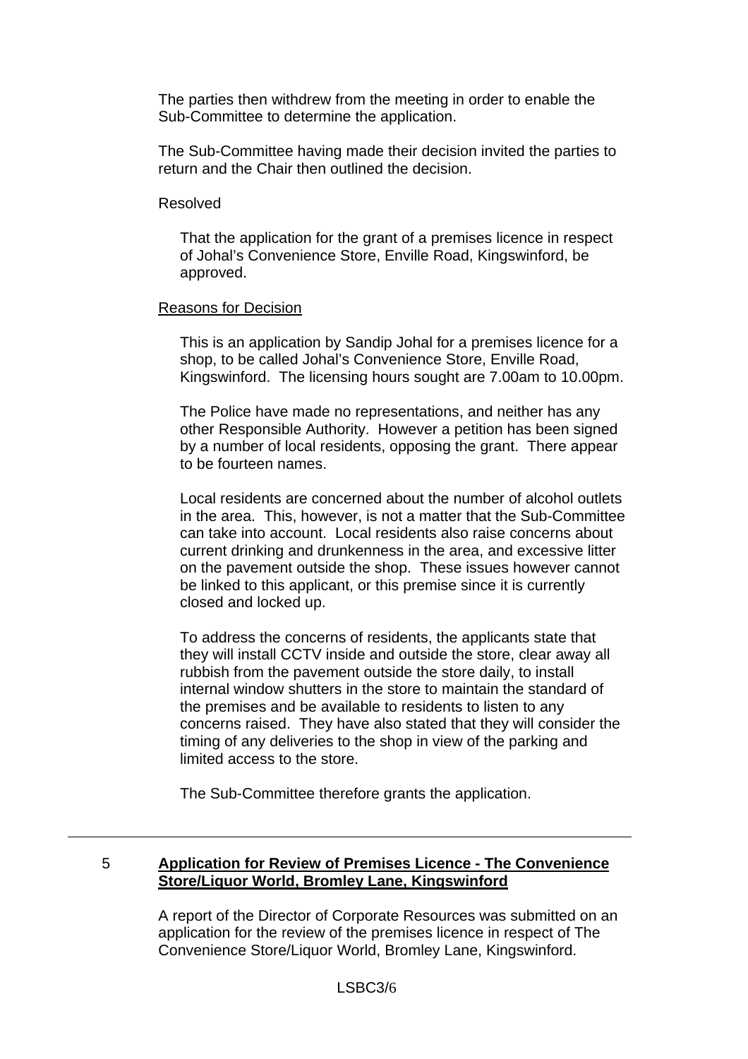The parties then withdrew from the meeting in order to enable the Sub-Committee to determine the application.

The Sub-Committee having made their decision invited the parties to return and the Chair then outlined the decision.

Resolved

> That the application for the grant of a premises licence in respect of Johal's Convenience Store, Enville Road, Kingswinford, be approved.

Reasons for Decision

> This is an application by Sandip Johal for a premises licence for a shop, to be called Johal's Convenience Store, Enville Road, Kingswinford. The licensing hours sought are 7.00am to 10.00pm.
>
> The Police have made no representations, and neither has any other Responsible Authority. However a petition has been signed by a number of local residents, opposing the grant. There appear to be fourteen names.
>
> Local residents are concerned about the number of alcohol outlets in the area. This, however, is not a matter that the Sub-Committee can take into account. Local residents also raise concerns about current drinking and drunkenness in the area, and excessive litter on the pavement outside the shop. These issues however cannot be linked to this applicant, or this premise since it is currently closed and locked up.
>
> To address the concerns of residents, the applicants state that they will install CCTV inside and outside the store, clear away all rubbish from the pavement outside the store daily, to install internal window shutters in the store to maintain the standard of the premises and be available to residents to listen to any concerns raised. They have also stated that they will consider the timing of any deliveries to the shop in view of the parking and limited access to the store.
>
> The Sub-Committee therefore grants the application.

---

## 5 Application for Review of Premises Licence - The Convenience Store/Liquor World, Bromley Lane, Kingswinford

A report of the Director of Corporate Resources was submitted on an application for the review of the premises licence in respect of The Convenience Store/Liquor World, Bromley Lane, Kingswinford.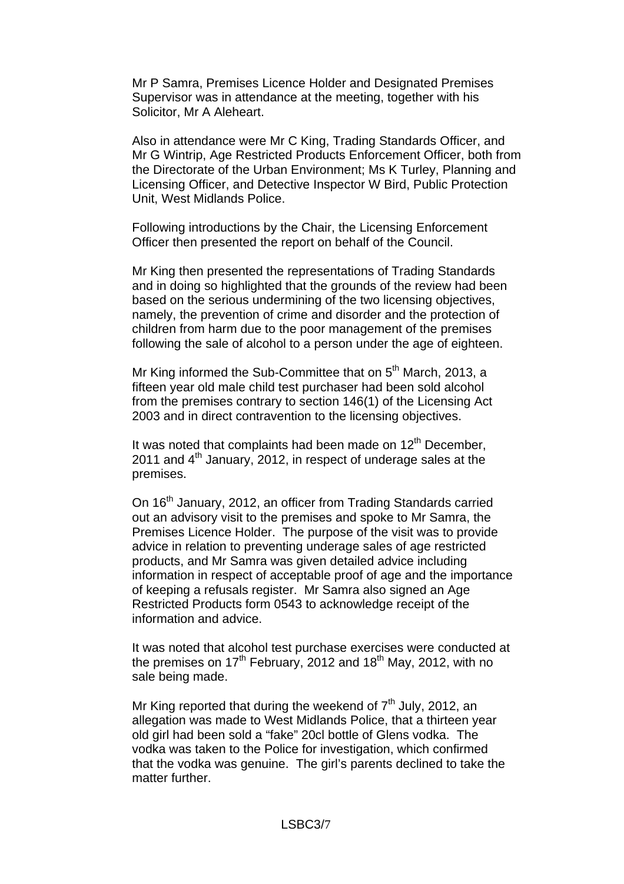Mr P Samra, Premises Licence Holder and Designated Premises Supervisor was in attendance at the meeting, together with his Solicitor, Mr A Aleheart.

Also in attendance were Mr C King, Trading Standards Officer, and Mr G Wintrip, Age Restricted Products Enforcement Officer, both from the Directorate of the Urban Environment; Ms K Turley, Planning and Licensing Officer, and Detective Inspector W Bird, Public Protection Unit, West Midlands Police.

Following introductions by the Chair, the Licensing Enforcement Officer then presented the report on behalf of the Council.

Mr King then presented the representations of Trading Standards and in doing so highlighted that the grounds of the review had been based on the serious undermining of the two licensing objectives, namely, the prevention of crime and disorder and the protection of children from harm due to the poor management of the premises following the sale of alcohol to a person under the age of eighteen.

Mr King informed the Sub-Committee that on 5th March, 2013, a fifteen year old male child test purchaser had been sold alcohol from the premises contrary to section 146(1) of the Licensing Act 2003 and in direct contravention to the licensing objectives.

It was noted that complaints had been made on 12th December, 2011 and 4th January, 2012, in respect of underage sales at the premises.

On 16th January, 2012, an officer from Trading Standards carried out an advisory visit to the premises and spoke to Mr Samra, the Premises Licence Holder. The purpose of the visit was to provide advice in relation to preventing underage sales of age restricted products, and Mr Samra was given detailed advice including information in respect of acceptable proof of age and the importance of keeping a refusals register. Mr Samra also signed an Age Restricted Products form 0543 to acknowledge receipt of the information and advice.

It was noted that alcohol test purchase exercises were conducted at the premises on 17th February, 2012 and 18th May, 2012, with no sale being made.

Mr King reported that during the weekend of 7th July, 2012, an allegation was made to West Midlands Police, that a thirteen year old girl had been sold a "fake" 20cl bottle of Glens vodka. The vodka was taken to the Police for investigation, which confirmed that the vodka was genuine. The girl's parents declined to take the matter further.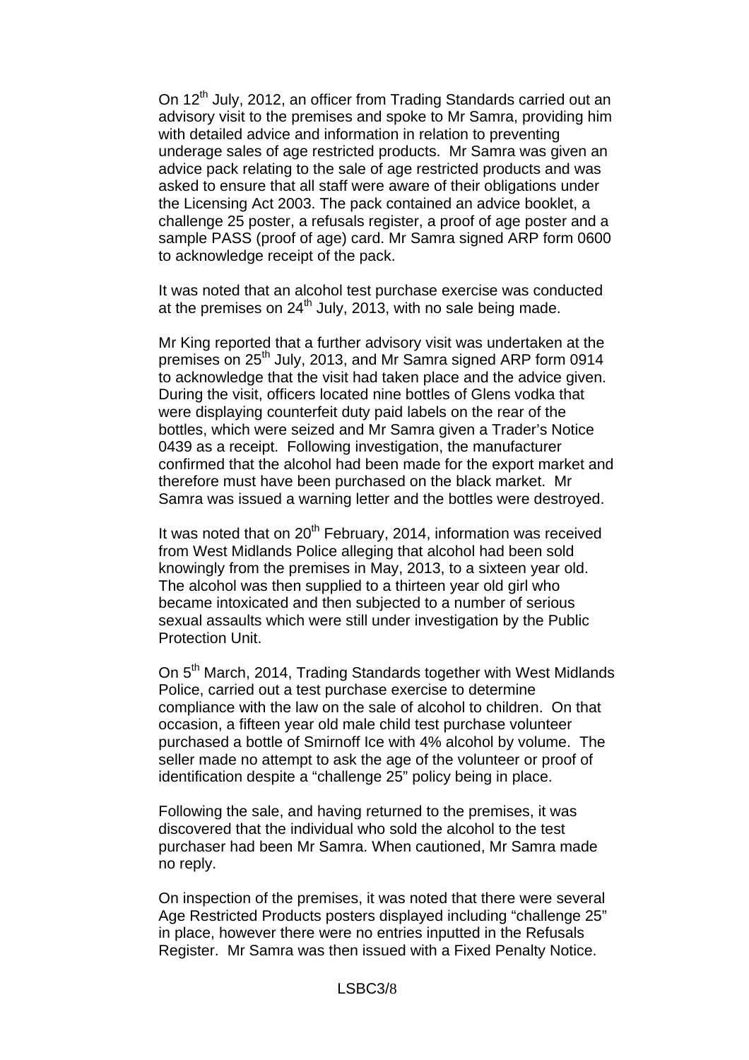On 12th July, 2012, an officer from Trading Standards carried out an advisory visit to the premises and spoke to Mr Samra, providing him with detailed advice and information in relation to preventing underage sales of age restricted products. Mr Samra was given an advice pack relating to the sale of age restricted products and was asked to ensure that all staff were aware of their obligations under the Licensing Act 2003. The pack contained an advice booklet, a challenge 25 poster, a refusals register, a proof of age poster and a sample PASS (proof of age) card. Mr Samra signed ARP form 0600 to acknowledge receipt of the pack.

It was noted that an alcohol test purchase exercise was conducted at the premises on 24th July, 2013, with no sale being made.

Mr King reported that a further advisory visit was undertaken at the premises on 25th July, 2013, and Mr Samra signed ARP form 0914 to acknowledge that the visit had taken place and the advice given. During the visit, officers located nine bottles of Glens vodka that were displaying counterfeit duty paid labels on the rear of the bottles, which were seized and Mr Samra given a Trader's Notice 0439 as a receipt. Following investigation, the manufacturer confirmed that the alcohol had been made for the export market and therefore must have been purchased on the black market. Mr Samra was issued a warning letter and the bottles were destroyed.

It was noted that on 20th February, 2014, information was received from West Midlands Police alleging that alcohol had been sold knowingly from the premises in May, 2013, to a sixteen year old. The alcohol was then supplied to a thirteen year old girl who became intoxicated and then subjected to a number of serious sexual assaults which were still under investigation by the Public Protection Unit.

On 5th March, 2014, Trading Standards together with West Midlands Police, carried out a test purchase exercise to determine compliance with the law on the sale of alcohol to children. On that occasion, a fifteen year old male child test purchase volunteer purchased a bottle of Smirnoff Ice with 4% alcohol by volume. The seller made no attempt to ask the age of the volunteer or proof of identification despite a "challenge 25" policy being in place.

Following the sale, and having returned to the premises, it was discovered that the individual who sold the alcohol to the test purchaser had been Mr Samra. When cautioned, Mr Samra made no reply.

On inspection of the premises, it was noted that there were several Age Restricted Products posters displayed including "challenge 25" in place, however there were no entries inputted in the Refusals Register. Mr Samra was then issued with a Fixed Penalty Notice.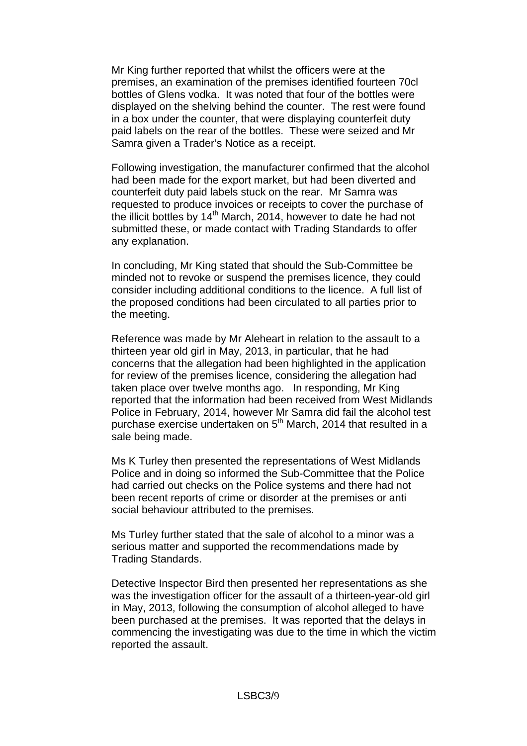Mr King further reported that whilst the officers were at the premises, an examination of the premises identified fourteen 70cl bottles of Glens vodka. It was noted that four of the bottles were displayed on the shelving behind the counter. The rest were found in a box under the counter, that were displaying counterfeit duty paid labels on the rear of the bottles. These were seized and Mr Samra given a Trader's Notice as a receipt.

Following investigation, the manufacturer confirmed that the alcohol had been made for the export market, but had been diverted and counterfeit duty paid labels stuck on the rear. Mr Samra was requested to produce invoices or receipts to cover the purchase of the illicit bottles by 14th March, 2014, however to date he had not submitted these, or made contact with Trading Standards to offer any explanation.

In concluding, Mr King stated that should the Sub-Committee be minded not to revoke or suspend the premises licence, they could consider including additional conditions to the licence. A full list of the proposed conditions had been circulated to all parties prior to the meeting.

Reference was made by Mr Aleheart in relation to the assault to a thirteen year old girl in May, 2013, in particular, that he had concerns that the allegation had been highlighted in the application for review of the premises licence, considering the allegation had taken place over twelve months ago. In responding, Mr King reported that the information had been received from West Midlands Police in February, 2014, however Mr Samra did fail the alcohol test purchase exercise undertaken on 5th March, 2014 that resulted in a sale being made.

Ms K Turley then presented the representations of West Midlands Police and in doing so informed the Sub-Committee that the Police had carried out checks on the Police systems and there had not been recent reports of crime or disorder at the premises or anti social behaviour attributed to the premises.

Ms Turley further stated that the sale of alcohol to a minor was a serious matter and supported the recommendations made by Trading Standards.

Detective Inspector Bird then presented her representations as she was the investigation officer for the assault of a thirteen-year-old girl in May, 2013, following the consumption of alcohol alleged to have been purchased at the premises. It was reported that the delays in commencing the investigating was due to the time in which the victim reported the assault.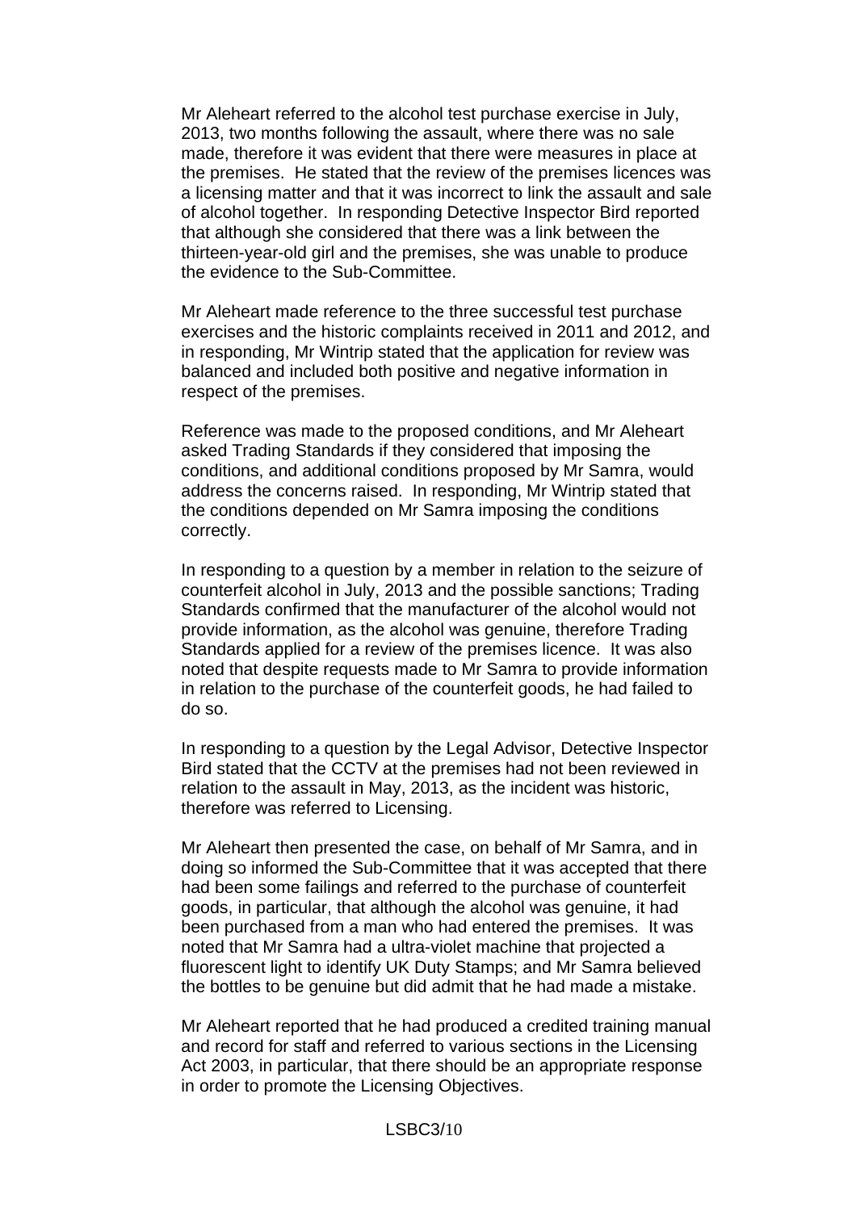Mr Aleheart referred to the alcohol test purchase exercise in July, 2013, two months following the assault, where there was no sale made, therefore it was evident that there were measures in place at the premises. He stated that the review of the premises licences was a licensing matter and that it was incorrect to link the assault and sale of alcohol together. In responding Detective Inspector Bird reported that although she considered that there was a link between the thirteen-year-old girl and the premises, she was unable to produce the evidence to the Sub-Committee.

Mr Aleheart made reference to the three successful test purchase exercises and the historic complaints received in 2011 and 2012, and in responding, Mr Wintrip stated that the application for review was balanced and included both positive and negative information in respect of the premises.

Reference was made to the proposed conditions, and Mr Aleheart asked Trading Standards if they considered that imposing the conditions, and additional conditions proposed by Mr Samra, would address the concerns raised. In responding, Mr Wintrip stated that the conditions depended on Mr Samra imposing the conditions correctly.

In responding to a question by a member in relation to the seizure of counterfeit alcohol in July, 2013 and the possible sanctions; Trading Standards confirmed that the manufacturer of the alcohol would not provide information, as the alcohol was genuine, therefore Trading Standards applied for a review of the premises licence. It was also noted that despite requests made to Mr Samra to provide information in relation to the purchase of the counterfeit goods, he had failed to do so.

In responding to a question by the Legal Advisor, Detective Inspector Bird stated that the CCTV at the premises had not been reviewed in relation to the assault in May, 2013, as the incident was historic, therefore was referred to Licensing.

Mr Aleheart then presented the case, on behalf of Mr Samra, and in doing so informed the Sub-Committee that it was accepted that there had been some failings and referred to the purchase of counterfeit goods, in particular, that although the alcohol was genuine, it had been purchased from a man who had entered the premises. It was noted that Mr Samra had a ultra-violet machine that projected a fluorescent light to identify UK Duty Stamps; and Mr Samra believed the bottles to be genuine but did admit that he had made a mistake.

Mr Aleheart reported that he had produced a credited training manual and record for staff and referred to various sections in the Licensing Act 2003, in particular, that there should be an appropriate response in order to promote the Licensing Objectives.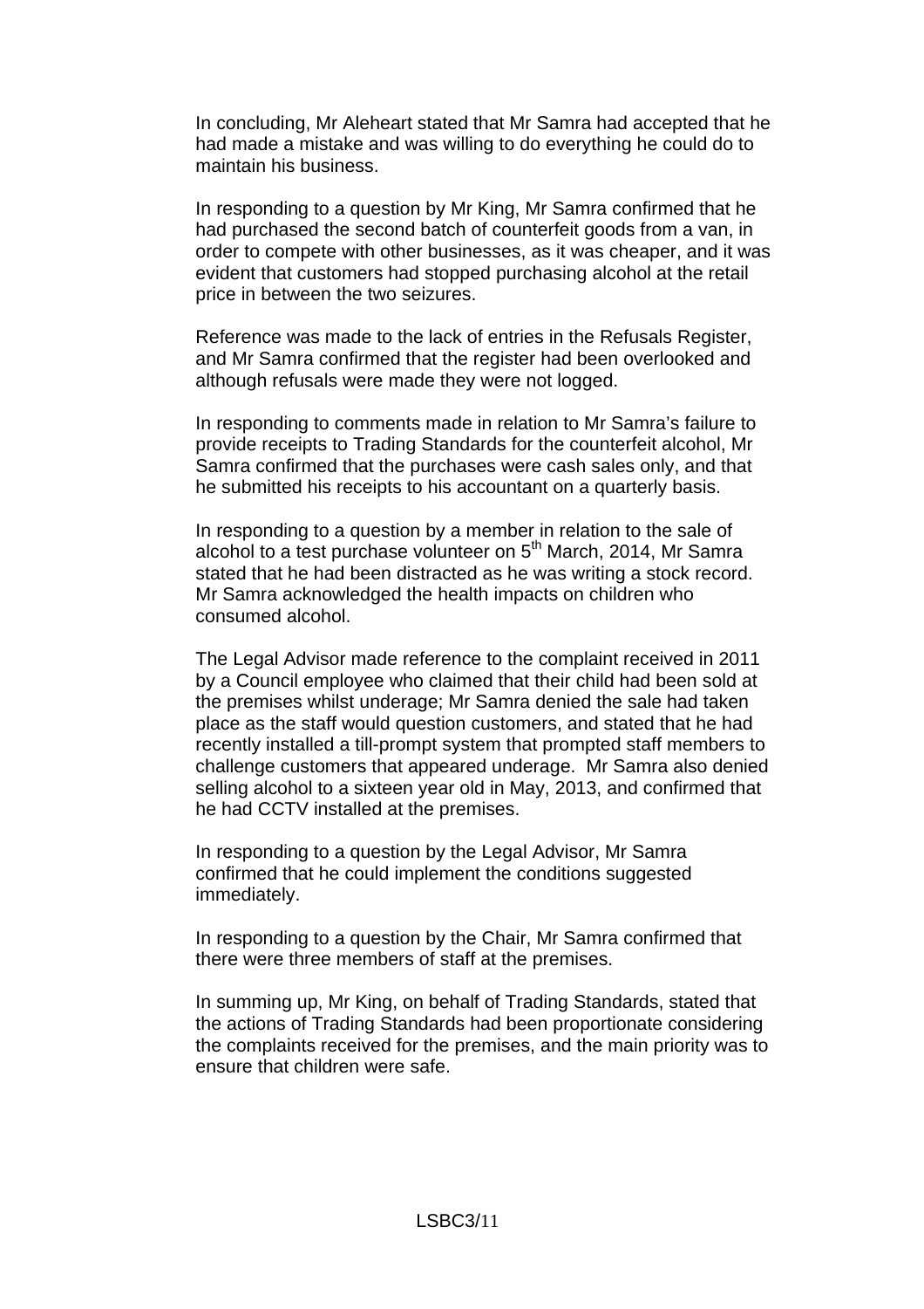In concluding, Mr Aleheart stated that Mr Samra had accepted that he had made a mistake and was willing to do everything he could do to maintain his business.

In responding to a question by Mr King, Mr Samra confirmed that he had purchased the second batch of counterfeit goods from a van, in order to compete with other businesses, as it was cheaper, and it was evident that customers had stopped purchasing alcohol at the retail price in between the two seizures.

Reference was made to the lack of entries in the Refusals Register, and Mr Samra confirmed that the register had been overlooked and although refusals were made they were not logged.

In responding to comments made in relation to Mr Samra's failure to provide receipts to Trading Standards for the counterfeit alcohol, Mr Samra confirmed that the purchases were cash sales only, and that he submitted his receipts to his accountant on a quarterly basis.

In responding to a question by a member in relation to the sale of alcohol to a test purchase volunteer on 5th March, 2014, Mr Samra stated that he had been distracted as he was writing a stock record. Mr Samra acknowledged the health impacts on children who consumed alcohol.

The Legal Advisor made reference to the complaint received in 2011 by a Council employee who claimed that their child had been sold at the premises whilst underage; Mr Samra denied the sale had taken place as the staff would question customers, and stated that he had recently installed a till-prompt system that prompted staff members to challenge customers that appeared underage. Mr Samra also denied selling alcohol to a sixteen year old in May, 2013, and confirmed that he had CCTV installed at the premises.

In responding to a question by the Legal Advisor, Mr Samra confirmed that he could implement the conditions suggested immediately.

In responding to a question by the Chair, Mr Samra confirmed that there were three members of staff at the premises.

In summing up, Mr King, on behalf of Trading Standards, stated that the actions of Trading Standards had been proportionate considering the complaints received for the premises, and the main priority was to ensure that children were safe.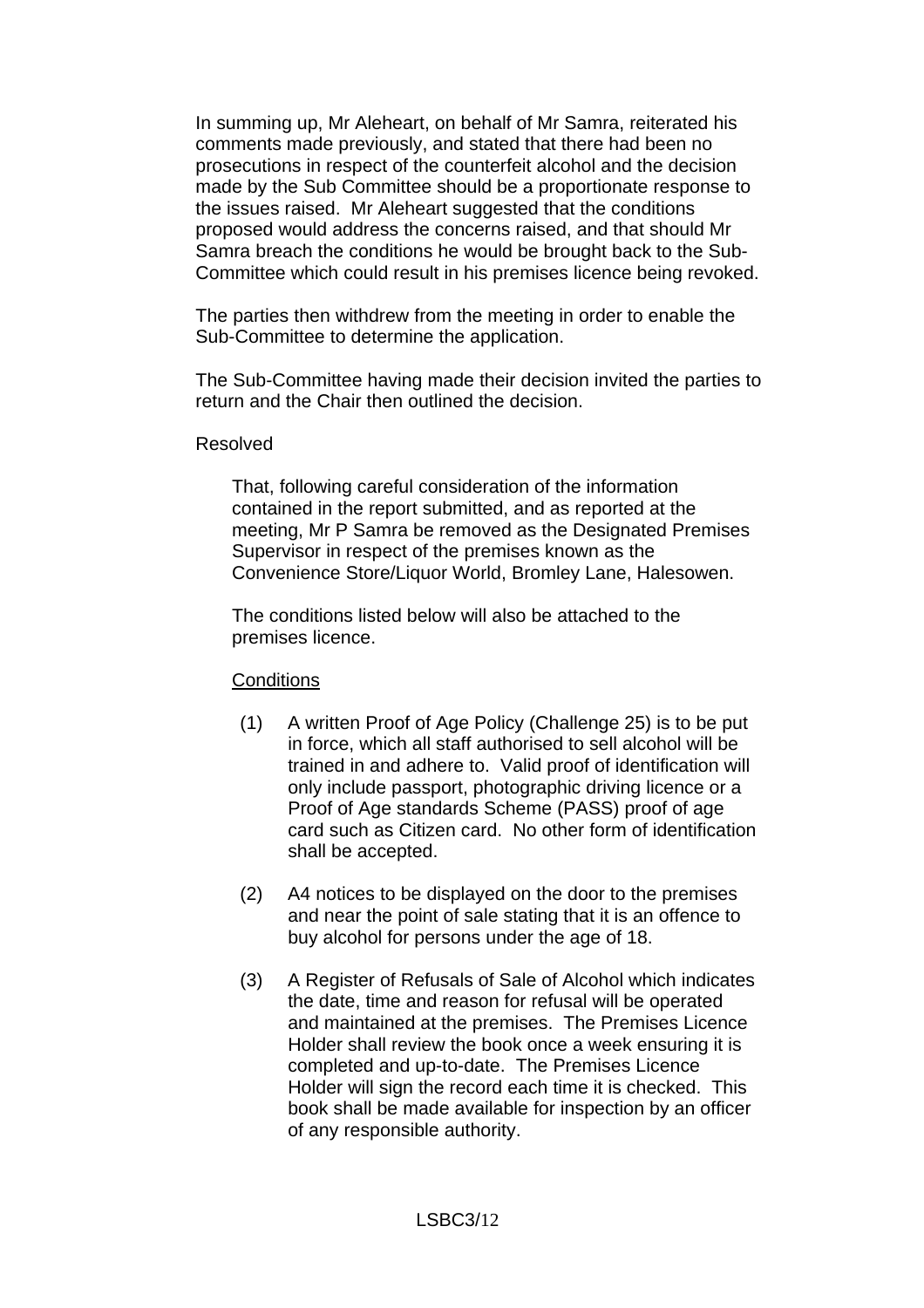In summing up, Mr Aleheart, on behalf of Mr Samra, reiterated his comments made previously, and stated that there had been no prosecutions in respect of the counterfeit alcohol and the decision made by the Sub Committee should be a proportionate response to the issues raised. Mr Aleheart suggested that the conditions proposed would address the concerns raised, and that should Mr Samra breach the conditions he would be brought back to the Sub-Committee which could result in his premises licence being revoked.

The parties then withdrew from the meeting in order to enable the Sub-Committee to determine the application.

The Sub-Committee having made their decision invited the parties to return and the Chair then outlined the decision.

Resolved

> That, following careful consideration of the information contained in the report submitted, and as reported at the meeting, Mr P Samra be removed as the Designated Premises Supervisor in respect of the premises known as the Convenience Store/Liquor World, Bromley Lane, Halesowen.
>
> The conditions listed below will also be attached to the premises licence.
>
> <u>Conditions</u>
>
> (1) A written Proof of Age Policy (Challenge 25) is to be put in force, which all staff authorised to sell alcohol will be trained in and adhere to. Valid proof of identification will only include passport, photographic driving licence or a Proof of Age standards Scheme (PASS) proof of age card such as Citizen card. No other form of identification shall be accepted.
>
> (2) A4 notices to be displayed on the door to the premises and near the point of sale stating that it is an offence to buy alcohol for persons under the age of 18.
>
> (3) A Register of Refusals of Sale of Alcohol which indicates the date, time and reason for refusal will be operated and maintained at the premises. The Premises Licence Holder shall review the book once a week ensuring it is completed and up-to-date. The Premises Licence Holder will sign the record each time it is checked. This book shall be made available for inspection by an officer of any responsible authority.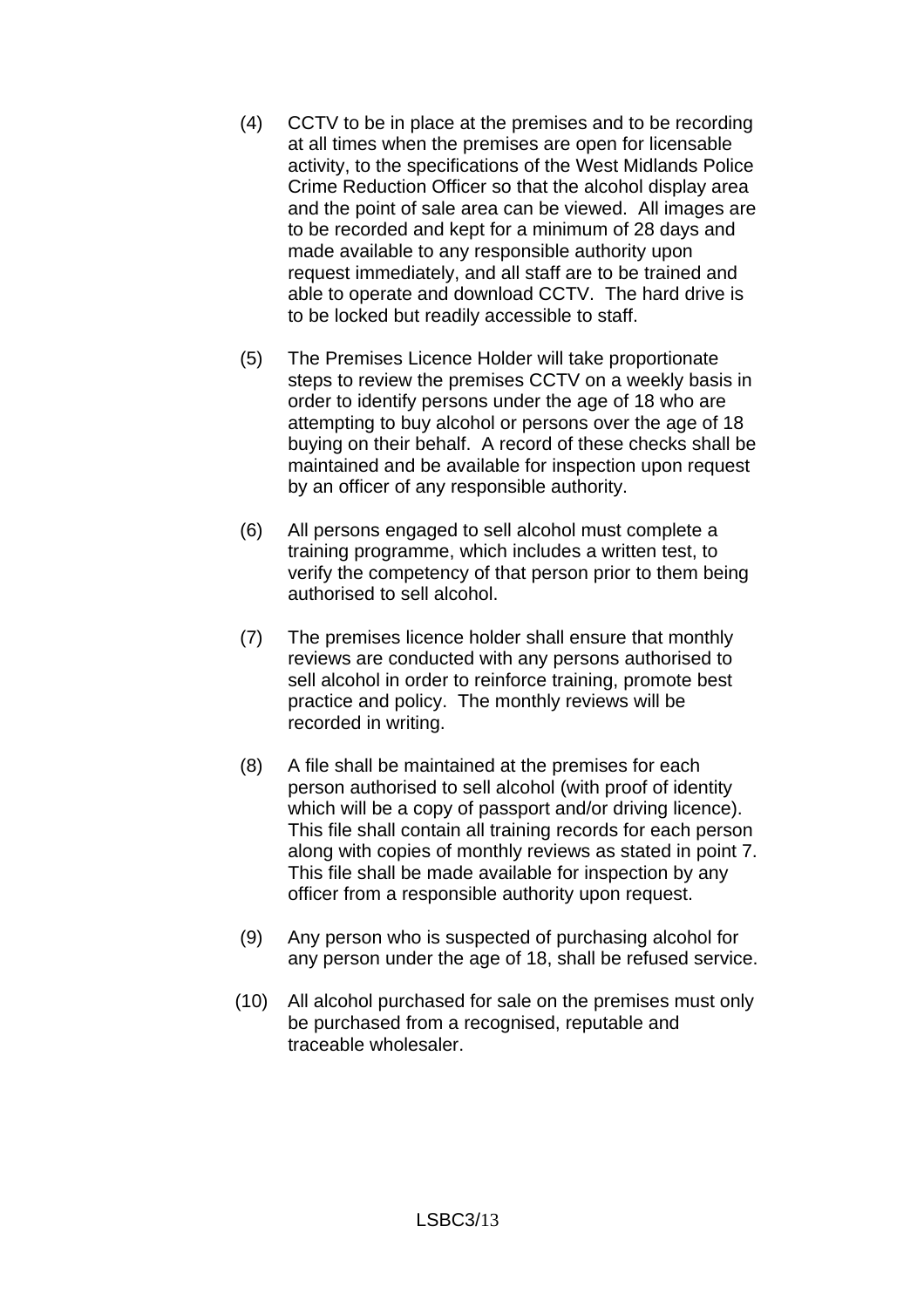(4) CCTV to be in place at the premises and to be recording at all times when the premises are open for licensable activity, to the specifications of the West Midlands Police Crime Reduction Officer so that the alcohol display area and the point of sale area can be viewed. All images are to be recorded and kept for a minimum of 28 days and made available to any responsible authority upon request immediately, and all staff are to be trained and able to operate and download CCTV. The hard drive is to be locked but readily accessible to staff.

(5) The Premises Licence Holder will take proportionate steps to review the premises CCTV on a weekly basis in order to identify persons under the age of 18 who are attempting to buy alcohol or persons over the age of 18 buying on their behalf. A record of these checks shall be maintained and be available for inspection upon request by an officer of any responsible authority.

(6) All persons engaged to sell alcohol must complete a training programme, which includes a written test, to verify the competency of that person prior to them being authorised to sell alcohol.

(7) The premises licence holder shall ensure that monthly reviews are conducted with any persons authorised to sell alcohol in order to reinforce training, promote best practice and policy. The monthly reviews will be recorded in writing.

(8) A file shall be maintained at the premises for each person authorised to sell alcohol (with proof of identity which will be a copy of passport and/or driving licence). This file shall contain all training records for each person along with copies of monthly reviews as stated in point 7. This file shall be made available for inspection by any officer from a responsible authority upon request.

(9) Any person who is suspected of purchasing alcohol for any person under the age of 18, shall be refused service.

(10) All alcohol purchased for sale on the premises must only be purchased from a recognised, reputable and traceable wholesaler.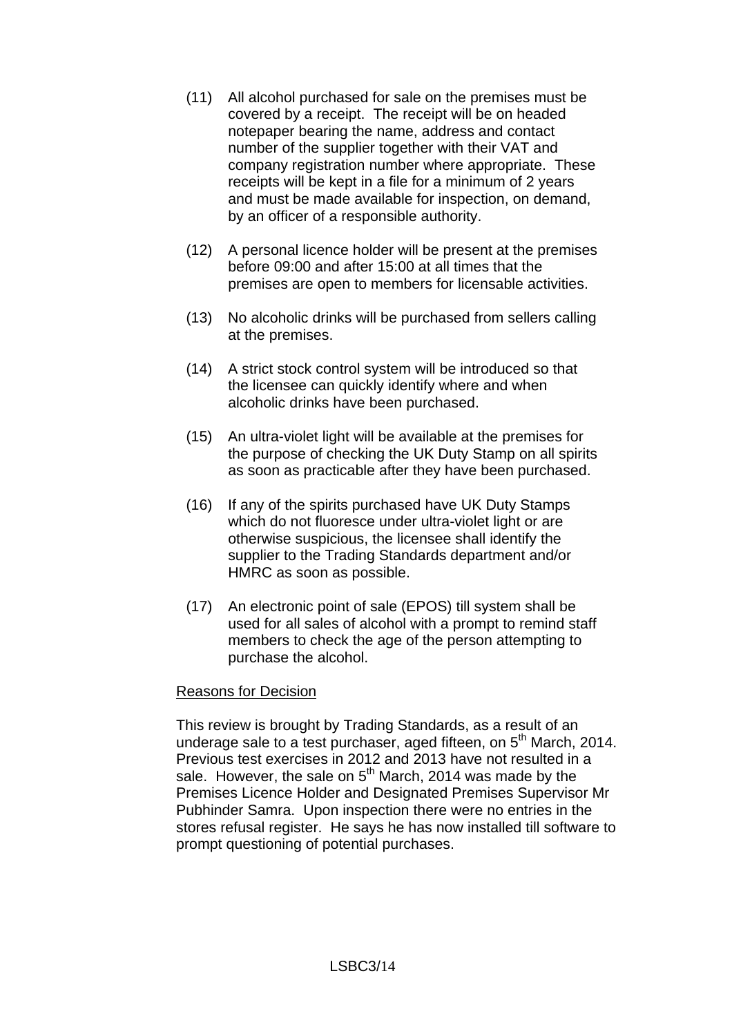(11) All alcohol purchased for sale on the premises must be covered by a receipt. The receipt will be on headed notepaper bearing the name, address and contact number of the supplier together with their VAT and company registration number where appropriate. These receipts will be kept in a file for a minimum of 2 years and must be made available for inspection, on demand, by an officer of a responsible authority.

(12) A personal licence holder will be present at the premises before 09:00 and after 15:00 at all times that the premises are open to members for licensable activities.

(13) No alcoholic drinks will be purchased from sellers calling at the premises.

(14) A strict stock control system will be introduced so that the licensee can quickly identify where and when alcoholic drinks have been purchased.

(15) An ultra-violet light will be available at the premises for the purpose of checking the UK Duty Stamp on all spirits as soon as practicable after they have been purchased.

(16) If any of the spirits purchased have UK Duty Stamps which do not fluoresce under ultra-violet light or are otherwise suspicious, the licensee shall identify the supplier to the Trading Standards department and/or HMRC as soon as possible.

(17) An electronic point of sale (EPOS) till system shall be used for all sales of alcohol with a prompt to remind staff members to check the age of the person attempting to purchase the alcohol.

<u>Reasons for Decision</u>

This review is brought by Trading Standards, as a result of an underage sale to a test purchaser, aged fifteen, on 5th March, 2014. Previous test exercises in 2012 and 2013 have not resulted in a sale. However, the sale on 5th March, 2014 was made by the Premises Licence Holder and Designated Premises Supervisor Mr Pubhinder Samra. Upon inspection there were no entries in the stores refusal register. He says he has now installed till software to prompt questioning of potential purchases.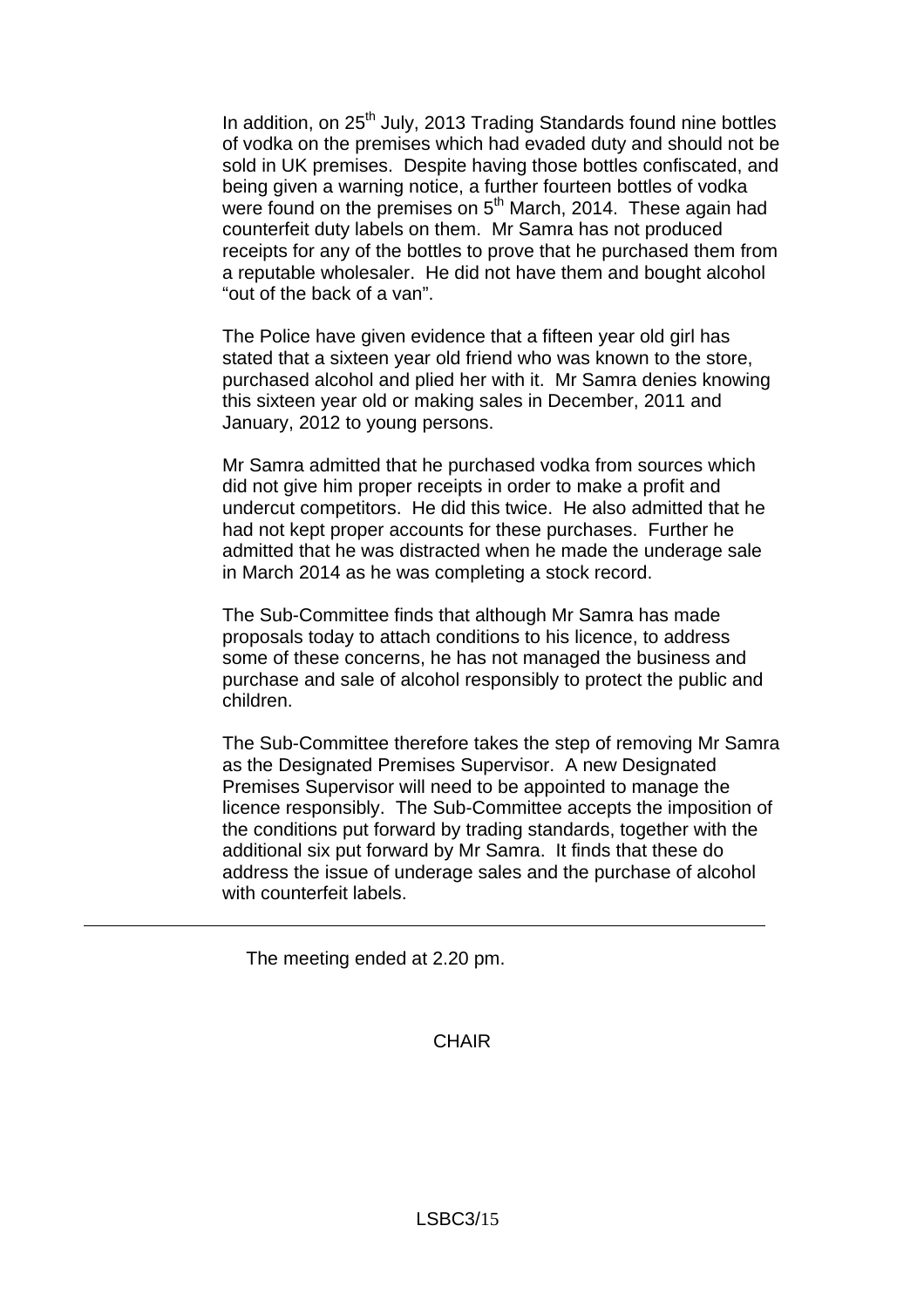In addition, on 25th July, 2013 Trading Standards found nine bottles of vodka on the premises which had evaded duty and should not be sold in UK premises. Despite having those bottles confiscated, and being given a warning notice, a further fourteen bottles of vodka were found on the premises on 5th March, 2014. These again had counterfeit duty labels on them. Mr Samra has not produced receipts for any of the bottles to prove that he purchased them from a reputable wholesaler. He did not have them and bought alcohol "out of the back of a van".

The Police have given evidence that a fifteen year old girl has stated that a sixteen year old friend who was known to the store, purchased alcohol and plied her with it. Mr Samra denies knowing this sixteen year old or making sales in December, 2011 and January, 2012 to young persons.

Mr Samra admitted that he purchased vodka from sources which did not give him proper receipts in order to make a profit and undercut competitors. He did this twice. He also admitted that he had not kept proper accounts for these purchases. Further he admitted that he was distracted when he made the underage sale in March 2014 as he was completing a stock record.

The Sub-Committee finds that although Mr Samra has made proposals today to attach conditions to his licence, to address some of these concerns, he has not managed the business and purchase and sale of alcohol responsibly to protect the public and children.

The Sub-Committee therefore takes the step of removing Mr Samra as the Designated Premises Supervisor. A new Designated Premises Supervisor will need to be appointed to manage the licence responsibly. The Sub-Committee accepts the imposition of the conditions put forward by trading standards, together with the additional six put forward by Mr Samra. It finds that these do address the issue of underage sales and the purchase of alcohol with counterfeit labels.

---

The meeting ended at 2.20 pm.

CHAIR